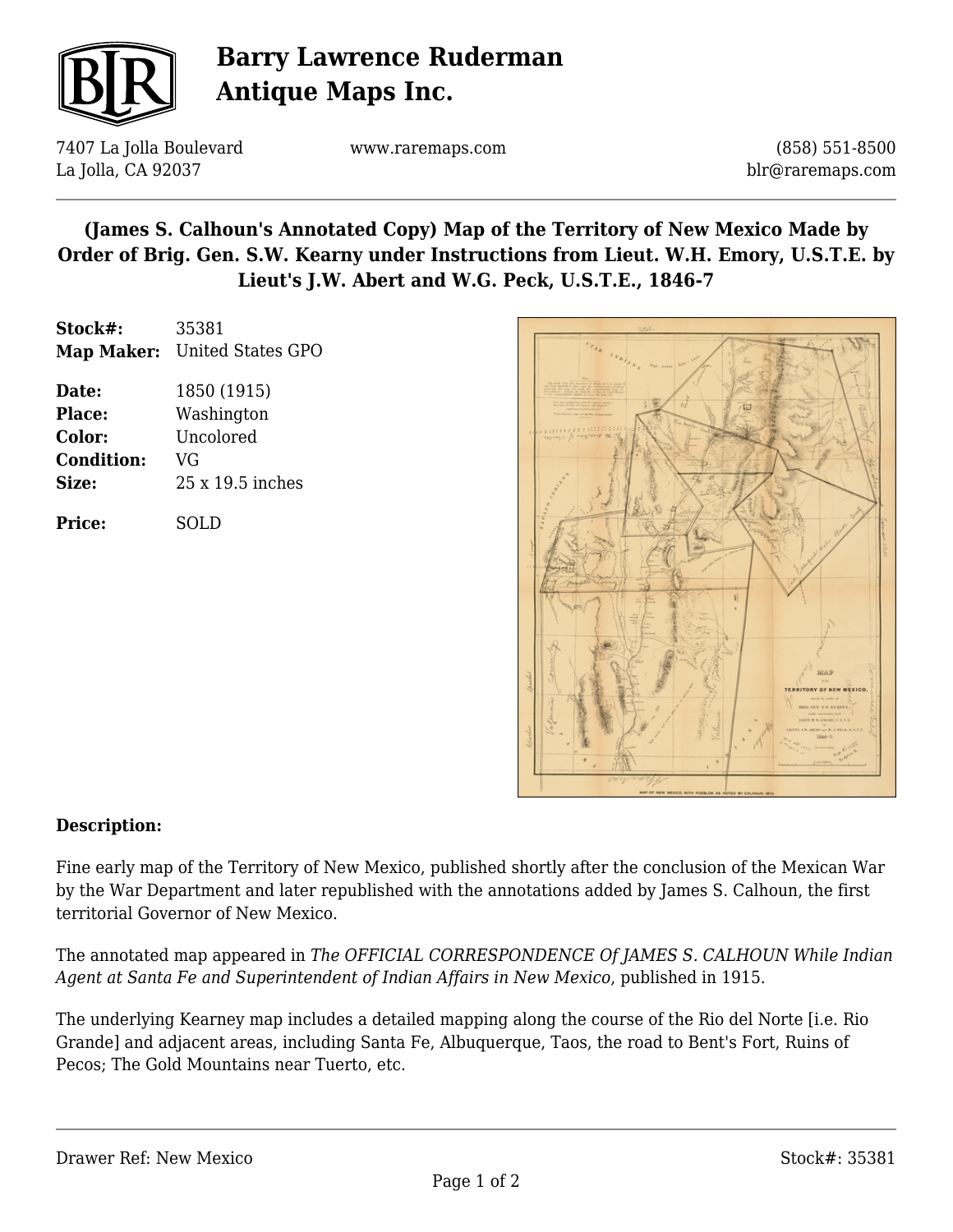# Barry Lawrence Ruderman Antique Maps Inc.

7407 La Jolla Boulevard
La Jolla, CA 92037

www.raremaps.com

(858) 551-8500
blr@raremaps.com

## (James S. Calhoun's Annotated Copy) Map of the Territory of New Mexico Made by Order of Brig. Gen. S.W. Kearny under Instructions from Lieut. W.H. Emory, U.S.T.E. by Lieut's J.W. Abert and W.G. Peck, U.S.T.E., 1846-7

| | |
|---|---|
| **Stock#:** | 35381 |
| **Map Maker:** | United States GPO |
| **Date:** | 1850 (1915) |
| **Place:** | Washington |
| **Color:** | Uncolored |
| **Condition:** | VG |
| **Size:** | 25 x 19.5 inches |
| **Price:** | SOLD |

**Description:**

Fine early map of the Territory of New Mexico, published shortly after the conclusion of the Mexican War by the War Department and later republished with the annotations added by James S. Calhoun, the first territorial Governor of New Mexico.

The annotated map appeared in *The OFFICIAL CORRESPONDENCE Of JAMES S. CALHOUN While Indian Agent at Santa Fe and Superintendent of Indian Affairs in New Mexico*, published in 1915.

The underlying Kearney map includes a detailed mapping along the course of the Rio del Norte [i.e. Rio Grande] and adjacent areas, including Santa Fe, Albuquerque, Taos, the road to Bent's Fort, Ruins of Pecos; The Gold Mountains near Tuerto, etc.

Drawer Ref: New Mexico

Stock#: 35381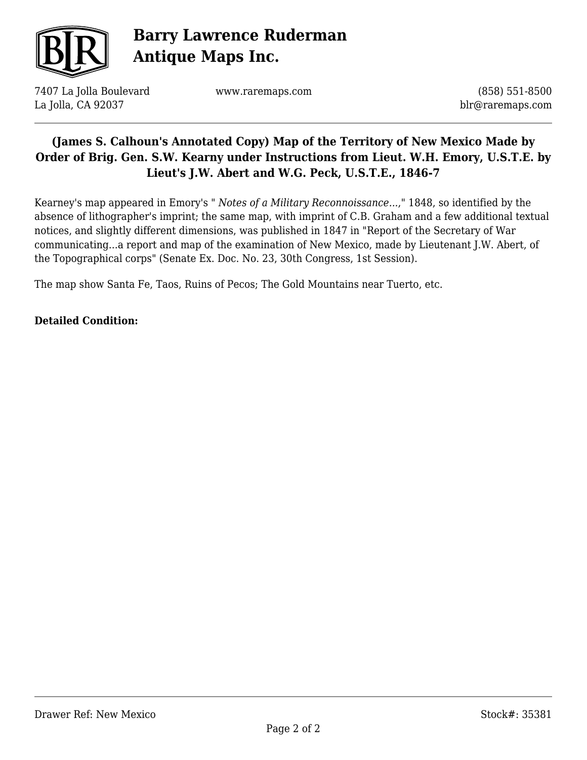## (James S. Calhoun's Annotated Copy) Map of the Territory of New Mexico Made by Order of Brig. Gen. S.W. Kearny under Instructions from Lieut. W.H. Emory, U.S.T.E. by Lieut's J.W. Abert and W.G. Peck, U.S.T.E., 1846-7

Kearney's map appeared in Emory's " *Notes of a Military Reconnoissance...*," 1848, so identified by the absence of lithographer's imprint; the same map, with imprint of C.B. Graham and a few additional textual notices, and slightly different dimensions, was published in 1847 in "Report of the Secretary of War communicating...a report and map of the examination of New Mexico, made by Lieutenant J.W. Abert, of the Topographical corps" (Senate Ex. Doc. No. 23, 30th Congress, 1st Session).

The map show Santa Fe, Taos, Ruins of Pecos; The Gold Mountains near Tuerto, etc.

**Detailed Condition:**